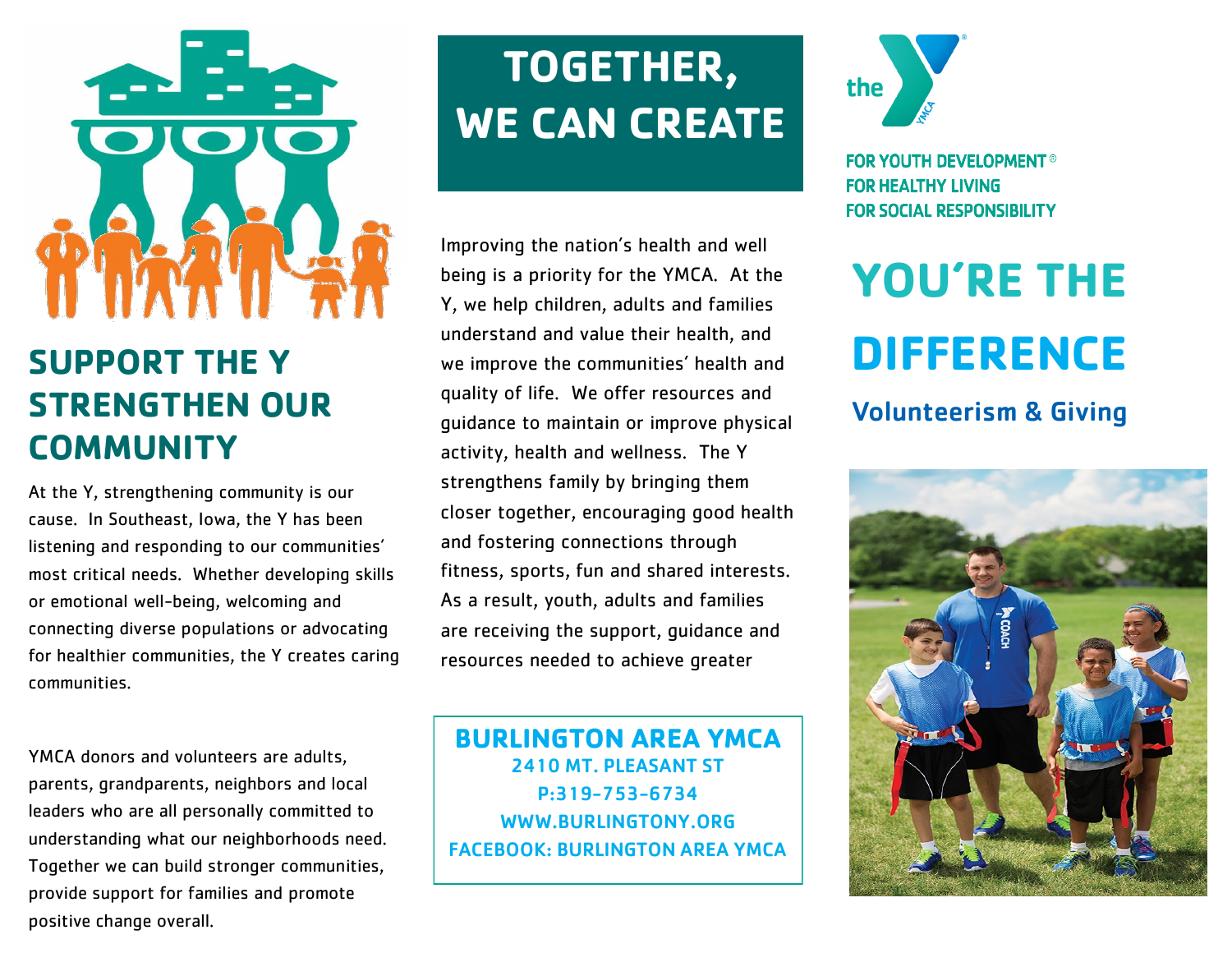## SUPPORT THE Y STRENGTHEN OUR COMMUNITY

At the Y, strengthening community is our cause. In Southeast, Iowa, the Y has been listening and responding to our communities' most critical needs. Whether developing skills or emotional well-being, welcoming and connecting diverse populations or advocating for healthier communities, the Y creates caring communities.

YMCA donors and volunteers are adults, parents, grandparents, neighbors and local leaders who are all personally committed to understanding what our neighborhoods need. Together we can build stronger communities, provide support for families and promote positive change overall.

## TOGETHER, WE CAN CREATE

Improving the nation's health and well being is a priority for the YMCA. At the Y, we help children, adults and families understand and value their health, and we improve the communities' health and quality of life. We offer resources and guidance to maintain or improve physical activity, health and wellness. The Y strengthens family by bringing them closer together, encouraging good health and fostering connections through fitness, sports, fun and shared interests. As a result, youth, adults and families are receiving the support, guidance and resources needed to achieve greater

**BURLINGTON AREA YMCA**
2410 MT. PLEASANT ST
P:319-753-6734
WWW.BURLINGTONY.ORG
FACEBOOK: BURLINGTON AREA YMCA

the YMCA

FOR YOUTH DEVELOPMENT®
FOR HEALTHY LIVING
FOR SOCIAL RESPONSIBILITY

# YOU'RE THE DIFFERENCE

### Volunteerism & Giving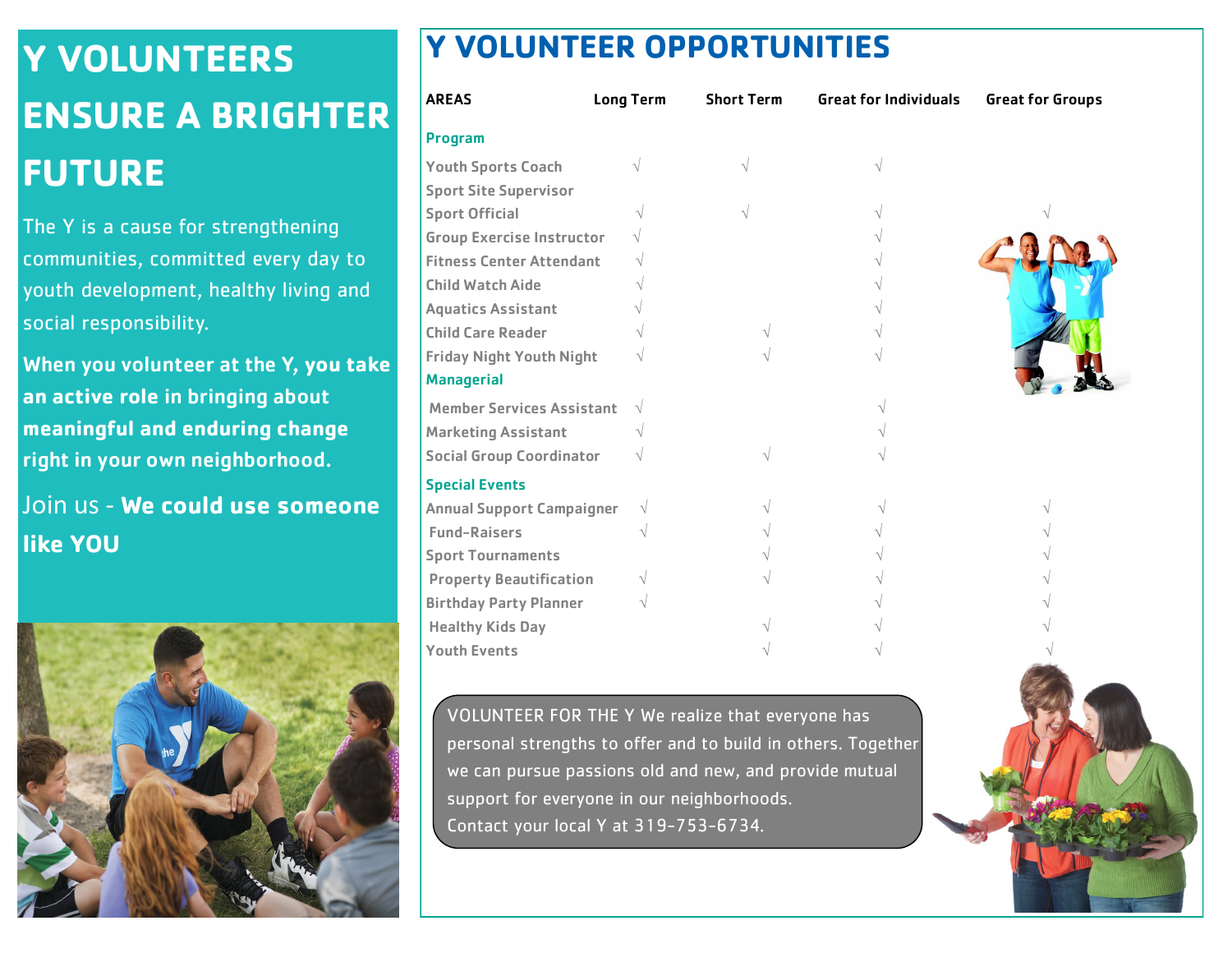# Y VOLUNTEERS ENSURE A BRIGHTER FUTURE

The Y is a cause for strengthening communities, committed every day to youth development, healthy living and social responsibility.

**When you volunteer at the Y, you take an active role in bringing about meaningful and enduring change right in your own neighborhood.**

Join us - **We could use someone like YOU**

# Y VOLUNTEER OPPORTUNITIES

| AREAS | Long Term | Short Term | Great for Individuals | Great for Groups |
|---|---|---|---|---|
| **Program** | | | | |
| Youth Sports Coach | √ | √ | √ | |
| Sport Site Supervisor | | | | |
| Sport Official | √ | √ | √ | √ |
| Group Exercise Instructor | √ | | √ | |
| Fitness Center Attendant | √ | | √ | |
| Child Watch Aide | √ | | √ | |
| Aquatics Assistant | √ | | √ | |
| Child Care Reader | √ | √ | √ | |
| Friday Night Youth Night | √ | √ | √ | |
| **Managerial** | | | | |
| Member Services Assistant | √ | | √ | |
| Marketing Assistant | √ | | √ | |
| Social Group Coordinator | √ | √ | √ | |
| **Special Events** | | | | |
| Annual Support Campaigner | √ | √ | √ | √ |
| Fund-Raisers | √ | √ | √ | √ |
| Sport Tournaments | | √ | √ | √ |
| Property Beautification | √ | √ | √ | √ |
| Birthday Party Planner | √ | | √ | √ |
| Healthy Kids Day | | √ | √ | √ |
| Youth Events | | √ | √ | √ |

VOLUNTEER FOR THE Y We realize that everyone has personal strengths to offer and to build in others. Together we can pursue passions old and new, and provide mutual support for everyone in our neighborhoods.
Contact your local Y at 319-753-6734.